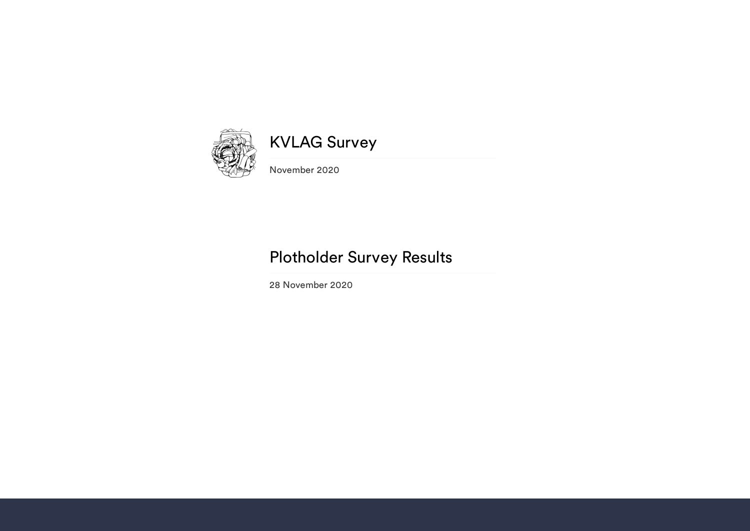# KVLAG Survey

November 2020

# Plotholder Survey Results

28 November 2020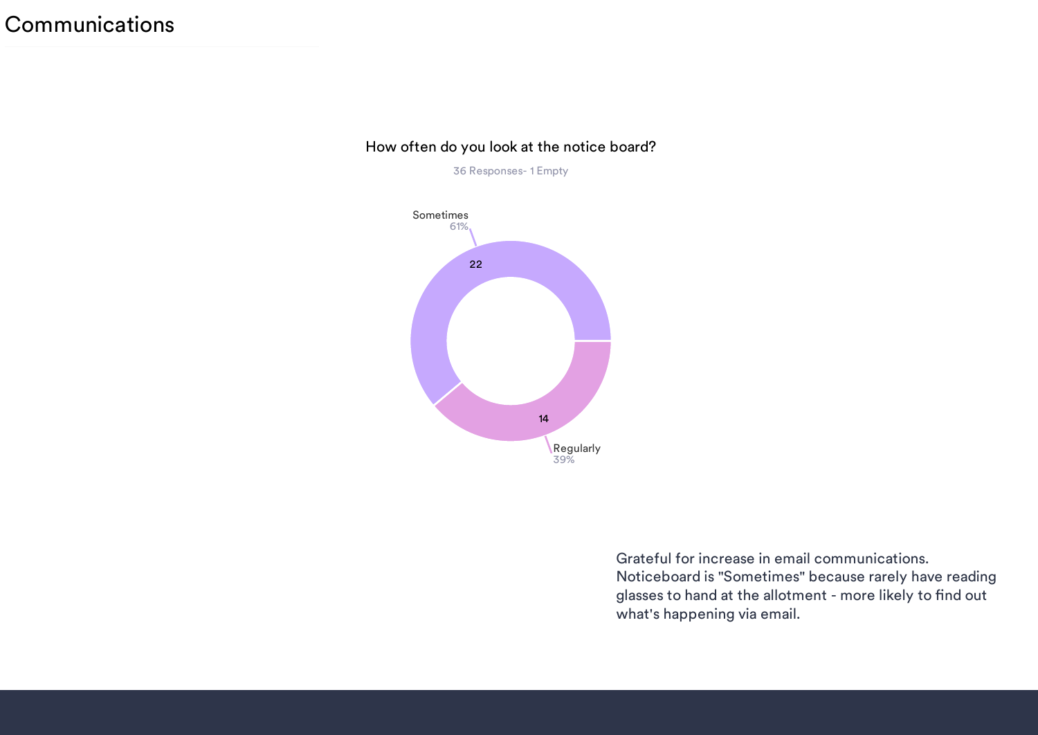# Communications

How often do you look at the notice board?

36 Responses- 1 Empty

| Response | Count | Percentage |
| --- | --- | --- |
| Sometimes | 22 | 61% |
| Regularly | 14 | 39% |

Grateful for increase in email communications. Noticeboard is "Sometimes" because rarely have reading glasses to hand at the allotment - more likely to find out what's happening via email.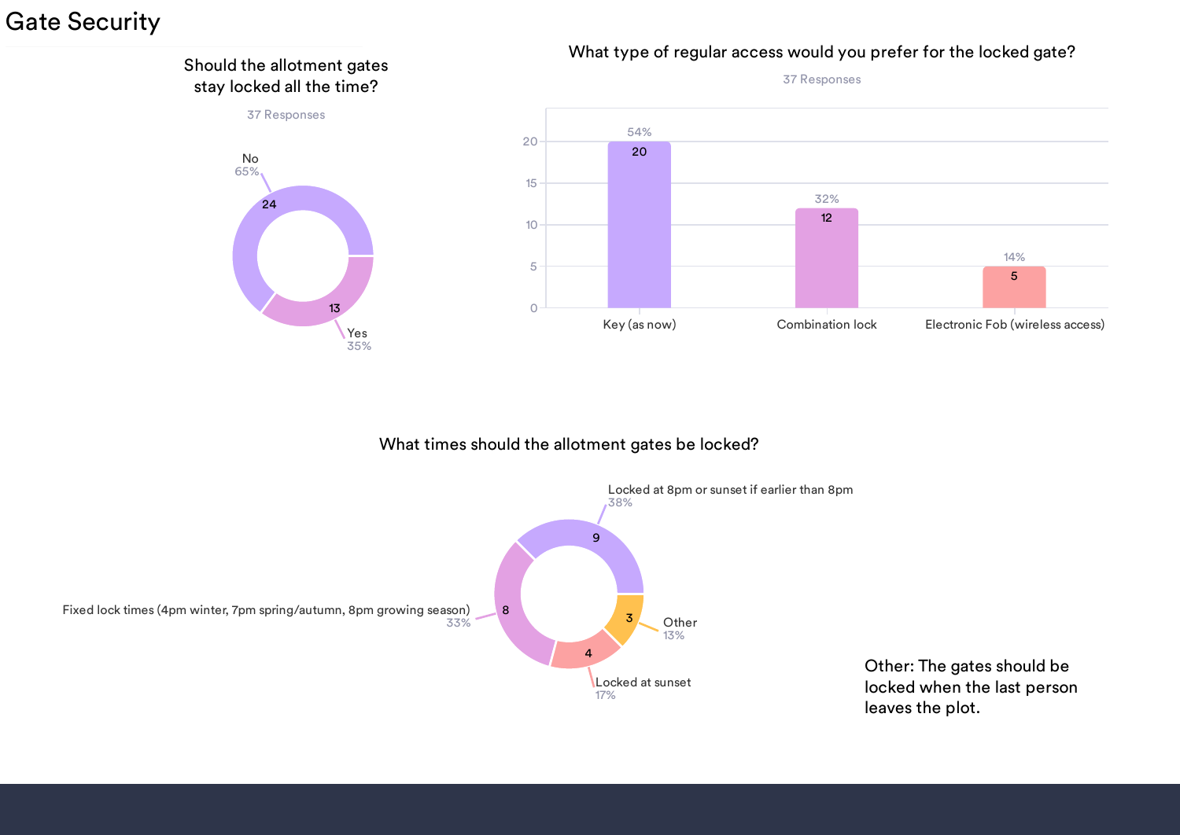# Gate Security

## Should the allotment gates stay locked all the time?

37 Responses

| Response | Count | Percentage |
|---|---|---|
| No | 24 | 65% |
| Yes | 13 | 35% |

## What type of regular access would you prefer for the locked gate?

37 Responses

| Response | Count | Percentage |
|---|---|---|
| Key (as now) | 20 | 54% |
| Combination lock | 12 | 32% |
| Electronic Fob (wireless access) | 5 | 14% |

## What times should the allotment gates be locked?

| Response | Count | Percentage |
|---|---|---|
| Locked at 8pm or sunset if earlier than 8pm | 9 | 38% |
| Fixed lock times (4pm winter, 7pm spring/autumn, 8pm growing season) | 8 | 33% |
| Locked at sunset | 4 | 17% |
| Other | 3 | 13% |

Other: The gates should be locked when the last person leaves the plot.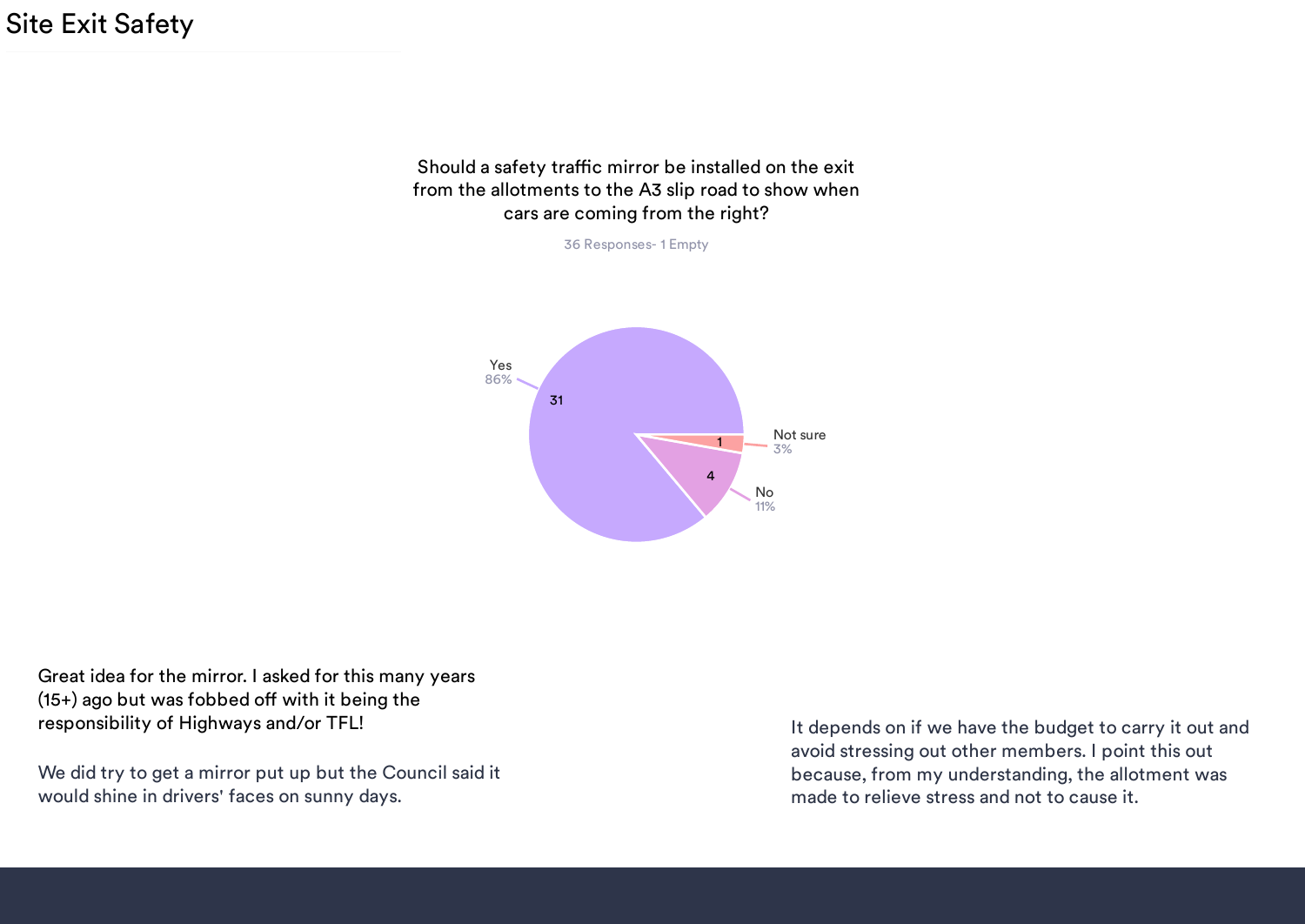# Site Exit Safety

Should a safety traffic mirror be installed on the exit from the allotments to the A3 slip road to show when cars are coming from the right?

36 Responses- 1 Empty

| Response | Count | Percentage |
|---|---|---|
| Yes | 31 | 86% |
| No | 4 | 11% |
| Not sure | 1 | 3% |

Great idea for the mirror. I asked for this many years (15+) ago but was fobbed off with it being the responsibility of Highways and/or TFL!

We did try to get a mirror put up but the Council said it would shine in drivers' faces on sunny days.

It depends on if we have the budget to carry it out and avoid stressing out other members. I point this out because, from my understanding, the allotment was made to relieve stress and not to cause it.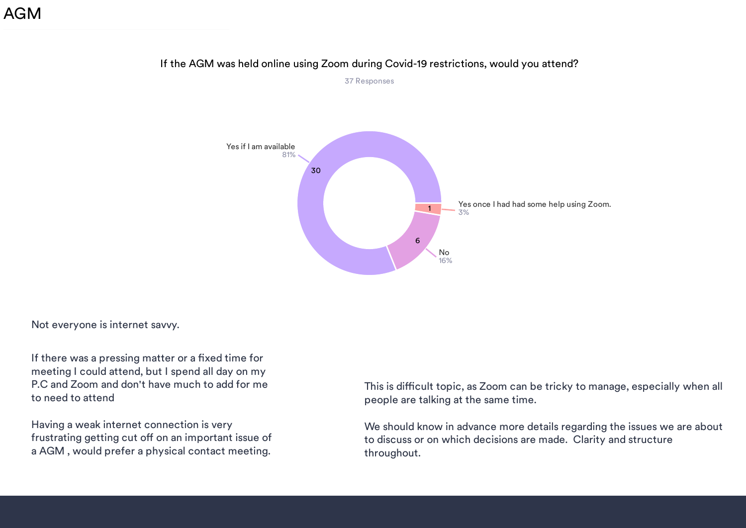# AGM

If the AGM was held online using Zoom during Covid-19 restrictions, would you attend?

37 Responses

| Response | Count | Percentage |
|---|---|---|
| Yes if I am available | 30 | 81% |
| Yes once I had had some help using Zoom. | 1 | 3% |
| No | 6 | 16% |

Not everyone is internet savvy.

If there was a pressing matter or a fixed time for meeting I could attend, but I spend all day on my P.C and Zoom and don't have much to add for me to need to attend

Having a weak internet connection is very frustrating getting cut off on an important issue of a AGM , would prefer a physical contact meeting.

This is difficult topic, as Zoom can be tricky to manage, especially when all people are talking at the same time.

We should know in advance more details regarding the issues we are about to discuss or on which decisions are made. Clarity and structure throughout.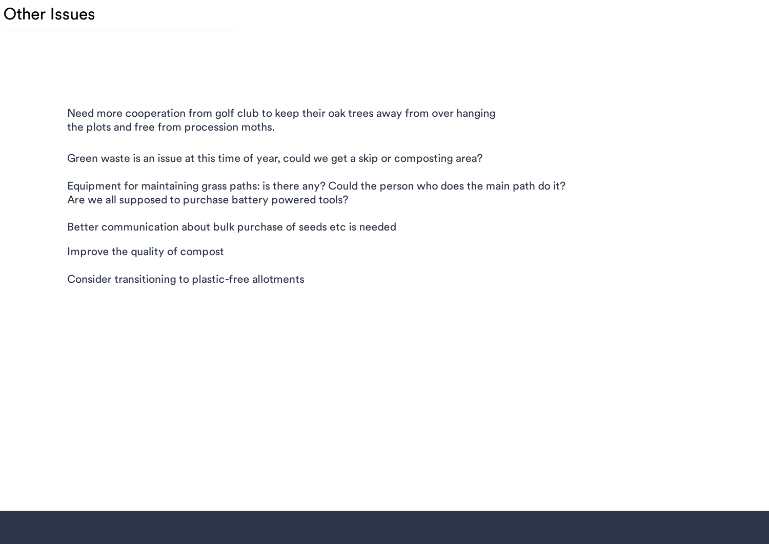# Other Issues

Need more cooperation from golf club to keep their oak trees away from over hanging the plots and free from procession moths.

Green waste is an issue at this time of year, could we get a skip or composting area?

Equipment for maintaining grass paths: is there any? Could the person who does the main path do it? Are we all supposed to purchase battery powered tools?

Better communication about bulk purchase of seeds etc is needed

Improve the quality of compost

Consider transitioning to plastic-free allotments